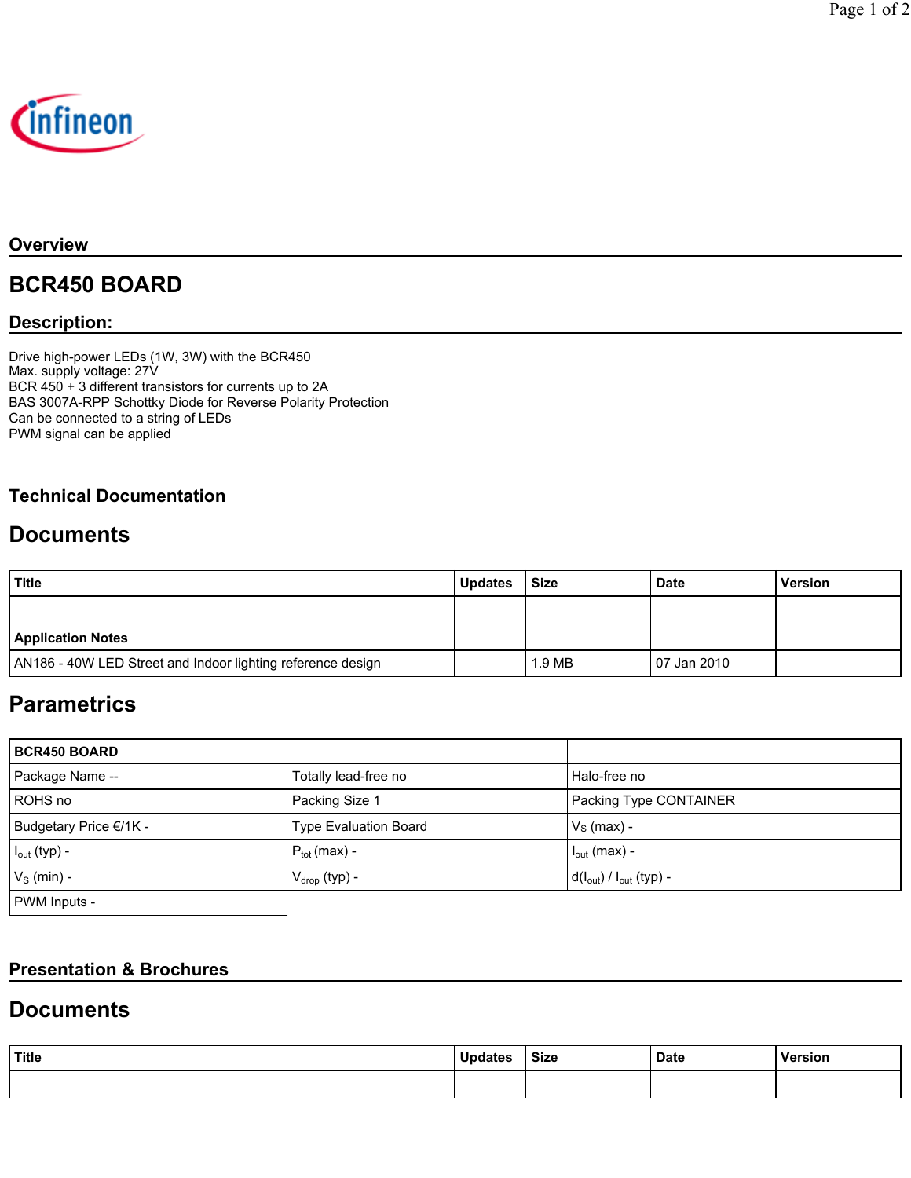## Overview

# BCR450 BOARD

## Description:

Drive high-power LEDs (1W, 3W) with the BCR450
Max. supply voltage: 27V
BCR 450 + 3 different transistors for currents up to 2A
BAS 3007A-RPP Schottky Diode for Reverse Polarity Protection
Can be connected to a string of LEDs
PWM signal can be applied

## Technical Documentation

# Documents

| Title | Updates | Size | Date | Version |
|---|---|---|---|---|
| **Application Notes** | | | | |
| AN186 - 40W LED Street and Indoor lighting reference design | | 1.9 MB | 07 Jan 2010 | |

# Parametrics

| BCR450 BOARD | | |
|---|---|---|
| Package Name -- | Totally lead-free no | Halo-free no |
| ROHS no | Packing Size 1 | Packing Type CONTAINER |
| Budgetary Price €/1K - | Type Evaluation Board | $V_S$ (max) - |
| $I_{out}$ (typ) - | $P_{tot}$ (max) - | $I_{out}$ (max) - |
| $V_S$ (min) - | $V_{drop}$ (typ) - | $d(I_{out})$ / $I_{out}$ (typ) - |
| PWM Inputs - | | |

## Presentation & Brochures

# Documents

| Title | Updates | Size | Date | Version |
|---|---|---|---|---|
| | | | | |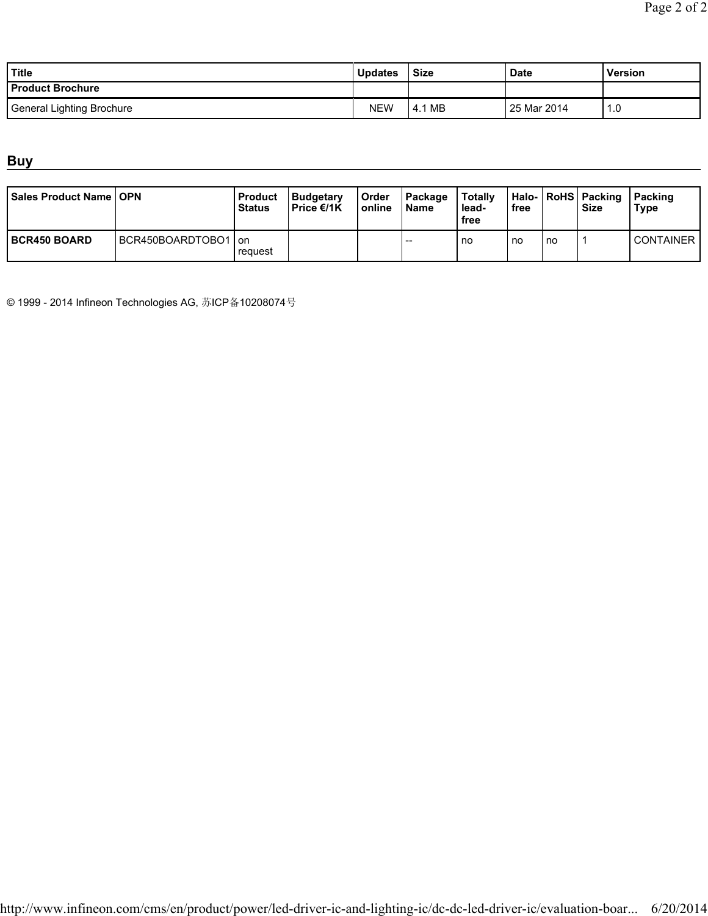| Title | Updates | Size | Date | Version |
| --- | --- | --- | --- | --- |
| **Product Brochure** | | | | |
| General Lighting Brochure | NEW | 4.1 MB | 25 Mar 2014 | 1.0 |

## Buy

| Sales Product Name | OPN | Product Status | Budgetary Price €/1K | Order online | Package Name | Totally lead-free | Halo-free | RoHS | Packing Size | Packing Type |
| --- | --- | --- | --- | --- | --- | --- | --- | --- | --- | --- |
| **BCR450 BOARD** | BCR450BOARDTOBO1 | on request | | | -- | no | no | no | 1 | CONTAINER |

© 1999 - 2014 Infineon Technologies AG, 苏ICP备10208074号